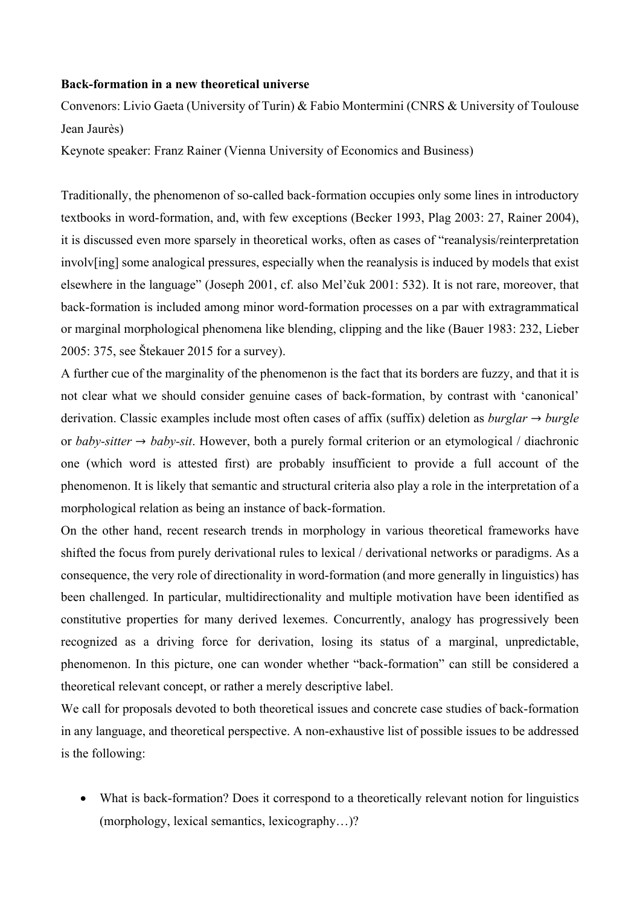**Back-formation in a new theoretical universe**

Convenors: Livio Gaeta (University of Turin) & Fabio Montermini (CNRS & University of Toulouse Jean Jaurès)

Keynote speaker: Franz Rainer (Vienna University of Economics and Business)

Traditionally, the phenomenon of so-called back-formation occupies only some lines in introductory textbooks in word-formation, and, with few exceptions (Becker 1993, Plag 2003: 27, Rainer 2004), it is discussed even more sparsely in theoretical works, often as cases of "reanalysis/reinterpretation involv[ing] some analogical pressures, especially when the reanalysis is induced by models that exist elsewhere in the language" (Joseph 2001, cf. also Mel'čuk 2001: 532). It is not rare, moreover, that back-formation is included among minor word-formation processes on a par with extragrammatical or marginal morphological phenomena like blending, clipping and the like (Bauer 1983: 232, Lieber 2005: 375, see Štekauer 2015 for a survey).

A further cue of the marginality of the phenomenon is the fact that its borders are fuzzy, and that it is not clear what we should consider genuine cases of back-formation, by contrast with 'canonical' derivation. Classic examples include most often cases of affix (suffix) deletion as *burglar* → *burgle* or *baby-sitter* → *baby-sit*. However, both a purely formal criterion or an etymological / diachronic one (which word is attested first) are probably insufficient to provide a full account of the phenomenon. It is likely that semantic and structural criteria also play a role in the interpretation of a morphological relation as being an instance of back-formation.

On the other hand, recent research trends in morphology in various theoretical frameworks have shifted the focus from purely derivational rules to lexical / derivational networks or paradigms. As a consequence, the very role of directionality in word-formation (and more generally in linguistics) has been challenged. In particular, multidirectionality and multiple motivation have been identified as constitutive properties for many derived lexemes. Concurrently, analogy has progressively been recognized as a driving force for derivation, losing its status of a marginal, unpredictable, phenomenon. In this picture, one can wonder whether "back-formation" can still be considered a theoretical relevant concept, or rather a merely descriptive label.

We call for proposals devoted to both theoretical issues and concrete case studies of back-formation in any language, and theoretical perspective. A non-exhaustive list of possible issues to be addressed is the following:

- What is back-formation? Does it correspond to a theoretically relevant notion for linguistics (morphology, lexical semantics, lexicography…)?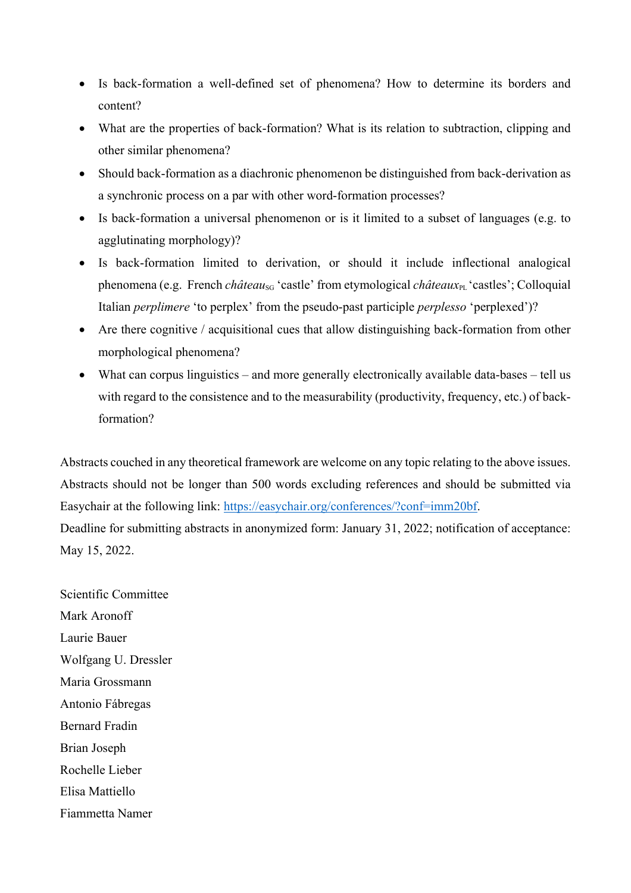- Is back-formation a well-defined set of phenomena? How to determine its borders and content?
- What are the properties of back-formation? What is its relation to subtraction, clipping and other similar phenomena?
- Should back-formation as a diachronic phenomenon be distinguished from back-derivation as a synchronic process on a par with other word-formation processes?
- Is back-formation a universal phenomenon or is it limited to a subset of languages (e.g. to agglutinating morphology)?
- Is back-formation limited to derivation, or should it include inflectional analogical phenomena (e.g. French *château*$_{\text{SG}}$ 'castle' from etymological *châteaux*$_{\text{PL}}$ 'castles'; Colloquial Italian *perplimere* 'to perplex' from the pseudo-past participle *perplesso* 'perplexed')?
- Are there cognitive / acquisitional cues that allow distinguishing back-formation from other morphological phenomena?
- What can corpus linguistics – and more generally electronically available data-bases – tell us with regard to the consistence and to the measurability (productivity, frequency, etc.) of back-formation?

Abstracts couched in any theoretical framework are welcome on any topic relating to the above issues. Abstracts should not be longer than 500 words excluding references and should be submitted via Easychair at the following link: [https://easychair.org/conferences/?conf=imm20bf](https://easychair.org/conferences/?conf=imm20bf).
Deadline for submitting abstracts in anonymized form: January 31, 2022; notification of acceptance: May 15, 2022.

Scientific Committee
Mark Aronoff
Laurie Bauer
Wolfgang U. Dressler
Maria Grossmann
Antonio Fábregas
Bernard Fradin
Brian Joseph
Rochelle Lieber
Elisa Mattiello
Fiammetta Namer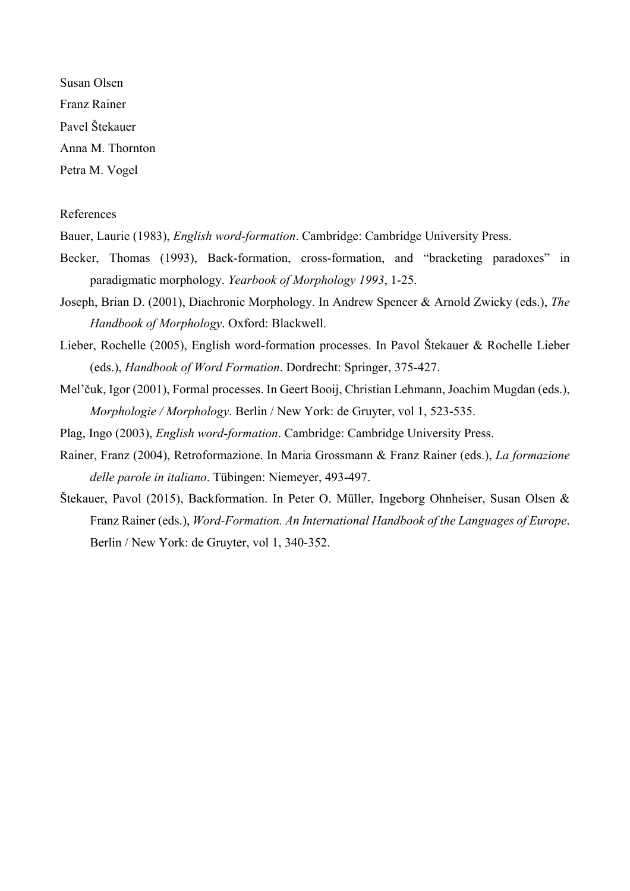Susan Olsen

Franz Rainer

Pavel Štekauer

Anna M. Thornton

Petra M. Vogel

References

Bauer, Laurie (1983), *English word-formation*. Cambridge: Cambridge University Press.

Becker, Thomas (1993), Back-formation, cross-formation, and "bracketing paradoxes" in paradigmatic morphology. *Yearbook of Morphology 1993*, 1-25.

Joseph, Brian D. (2001), Diachronic Morphology. In Andrew Spencer & Arnold Zwicky (eds.), *The Handbook of Morphology*. Oxford: Blackwell.

Lieber, Rochelle (2005), English word-formation processes. In Pavol Štekauer & Rochelle Lieber (eds.), *Handbook of Word Formation*. Dordrecht: Springer, 375-427.

Mel'čuk, Igor (2001), Formal processes. In Geert Booij, Christian Lehmann, Joachim Mugdan (eds.), *Morphologie / Morphology*. Berlin / New York: de Gruyter, vol 1, 523-535.

Plag, Ingo (2003), *English word-formation*. Cambridge: Cambridge University Press.

Rainer, Franz (2004), Retroformazione. In Maria Grossmann & Franz Rainer (eds.), *La formazione delle parole in italiano*. Tübingen: Niemeyer, 493-497.

Štekauer, Pavol (2015), Backformation. In Peter O. Müller, Ingeborg Ohnheiser, Susan Olsen & Franz Rainer (eds.), *Word-Formation. An International Handbook of the Languages of Europe*. Berlin / New York: de Gruyter, vol 1, 340-352.